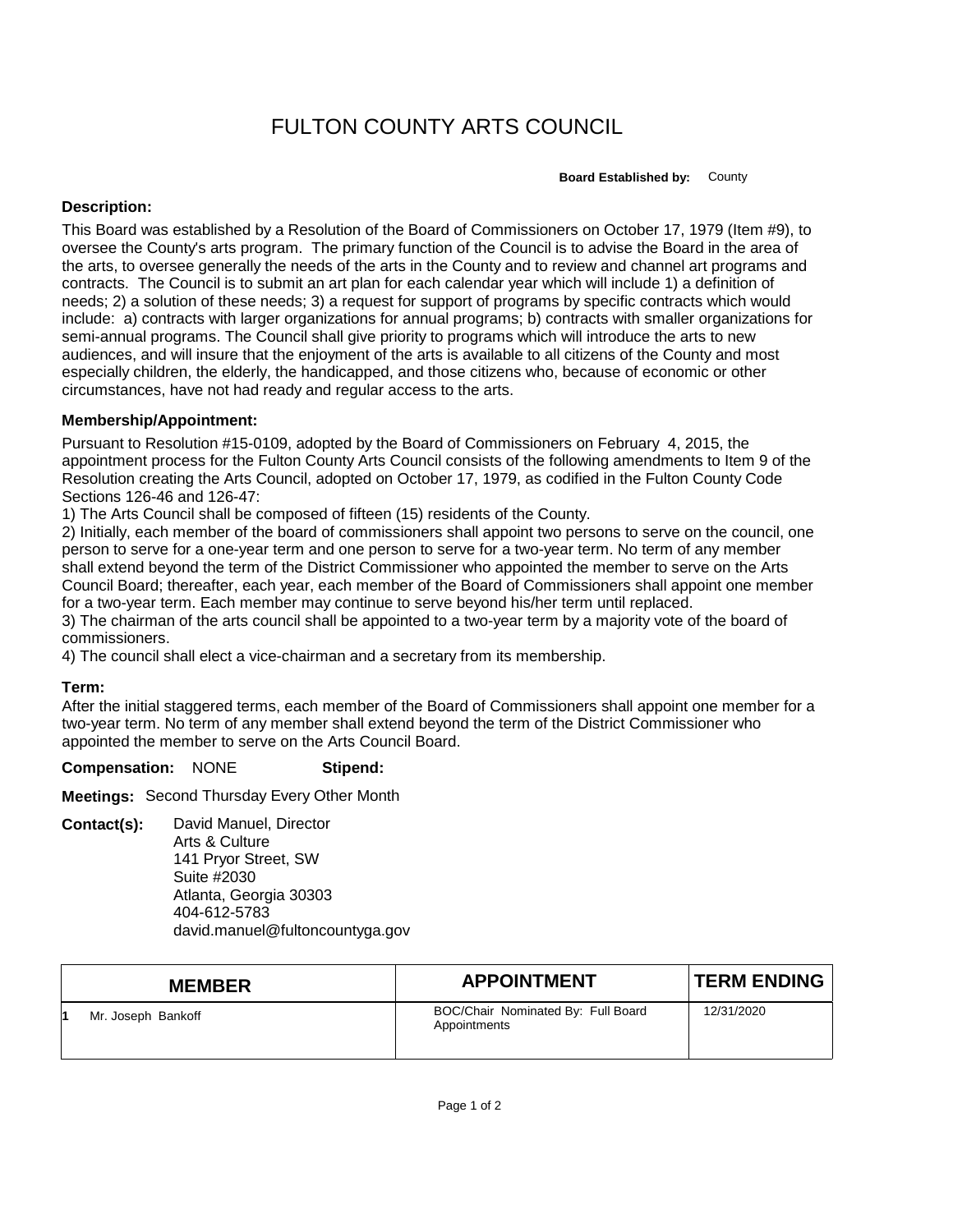# FULTON COUNTY ARTS COUNCIL

**Board Established by:** County

### Description:

This Board was established by a Resolution of the Board of Commissioners on October 17, 1979 (Item #9), to oversee the County's arts program. The primary function of the Council is to advise the Board in the area of the arts, to oversee generally the needs of the arts in the County and to review and channel art programs and contracts. The Council is to submit an art plan for each calendar year which will include 1) a definition of needs; 2) a solution of these needs; 3) a request for support of programs by specific contracts which would include: a) contracts with larger organizations for annual programs; b) contracts with smaller organizations for semi-annual programs. The Council shall give priority to programs which will introduce the arts to new audiences, and will insure that the enjoyment of the arts is available to all citizens of the County and most especially children, the elderly, the handicapped, and those citizens who, because of economic or other circumstances, have not had ready and regular access to the arts.

### Membership/Appointment:

Pursuant to Resolution #15-0109, adopted by the Board of Commissioners on February 4, 2015, the appointment process for the Fulton County Arts Council consists of the following amendments to Item 9 of the Resolution creating the Arts Council, adopted on October 17, 1979, as codified in the Fulton County Code Sections 126-46 and 126-47:

1) The Arts Council shall be composed of fifteen (15) residents of the County.
2) Initially, each member of the board of commissioners shall appoint two persons to serve on the council, one person to serve for a one-year term and one person to serve for a two-year term. No term of any member shall extend beyond the term of the District Commissioner who appointed the member to serve on the Arts Council Board; thereafter, each year, each member of the Board of Commissioners shall appoint one member for a two-year term. Each member may continue to serve beyond his/her term until replaced.
3) The chairman of the arts council shall be appointed to a two-year term by a majority vote of the board of commissioners.
4) The council shall elect a vice-chairman and a secretary from its membership.

### Term:

After the initial staggered terms, each member of the Board of Commissioners shall appoint one member for a two-year term. No term of any member shall extend beyond the term of the District Commissioner who appointed the member to serve on the Arts Council Board.

**Compensation:** NONE **Stipend:**

**Meetings:** Second Thursday Every Other Month

**Contact(s):**
David Manuel, Director
Arts & Culture
141 Pryor Street, SW
Suite #2030
Atlanta, Georgia 30303
404-612-5783
david.manuel@fultoncountyga.gov

| MEMBER | APPOINTMENT | TERM ENDING |
| --- | --- | --- |
| 1 Mr. Joseph Bankoff | BOC/Chair Nominated By: Full Board Appointments | 12/31/2020 |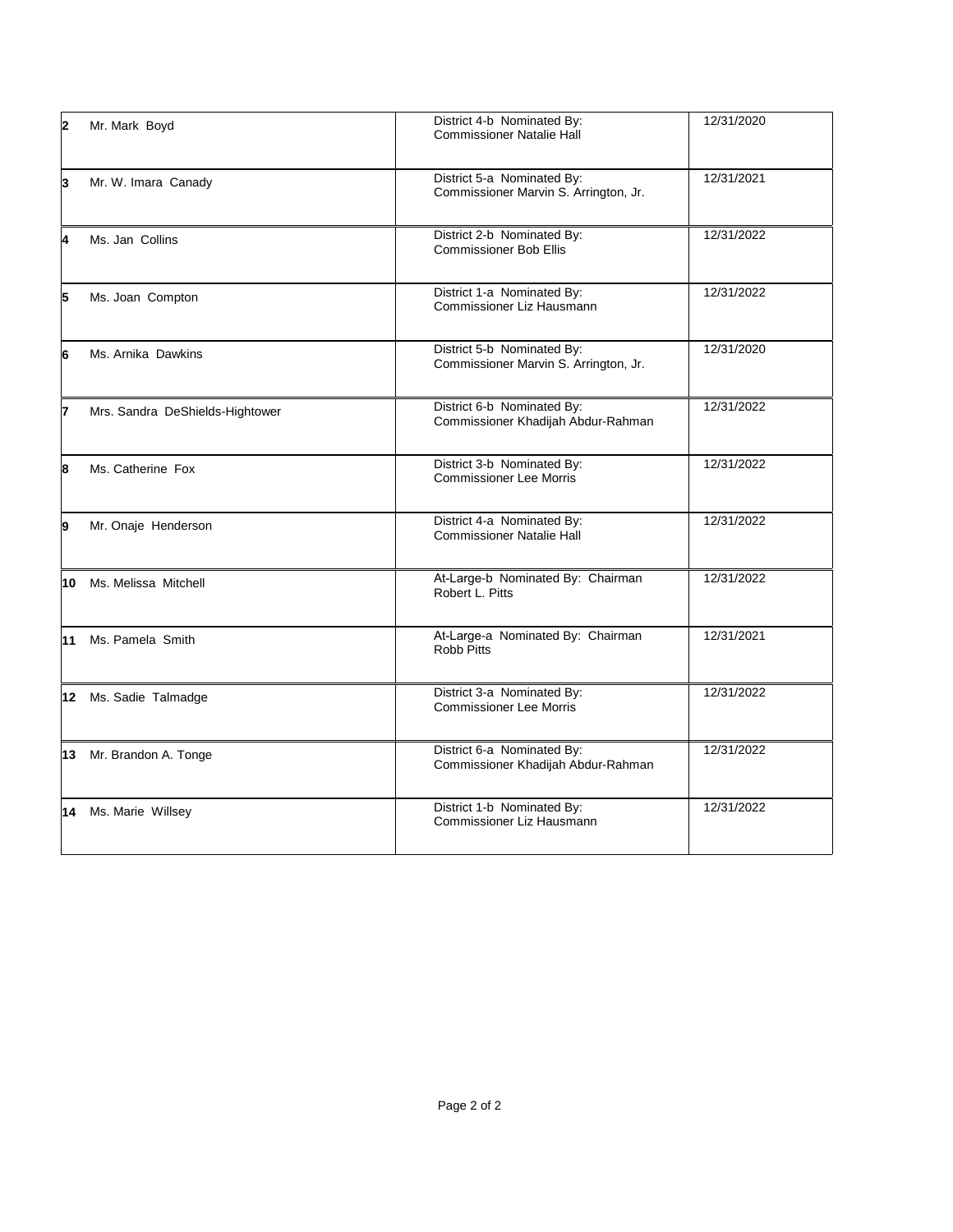| | | | |
|---|---|---|---|
| 2 | Mr. Mark Boyd | District 4-b Nominated By: Commissioner Natalie Hall | 12/31/2020 |
| 3 | Mr. W. Imara Canady | District 5-a Nominated By: Commissioner Marvin S. Arrington, Jr. | 12/31/2021 |
| 4 | Ms. Jan Collins | District 2-b Nominated By: Commissioner Bob Ellis | 12/31/2022 |
| 5 | Ms. Joan Compton | District 1-a Nominated By: Commissioner Liz Hausmann | 12/31/2022 |
| 6 | Ms. Arnika Dawkins | District 5-b Nominated By: Commissioner Marvin S. Arrington, Jr. | 12/31/2020 |
| 7 | Mrs. Sandra DeShields-Hightower | District 6-b Nominated By: Commissioner Khadijah Abdur-Rahman | 12/31/2022 |
| 8 | Ms. Catherine Fox | District 3-b Nominated By: Commissioner Lee Morris | 12/31/2022 |
| 9 | Mr. Onaje Henderson | District 4-a Nominated By: Commissioner Natalie Hall | 12/31/2022 |
| 10 | Ms. Melissa Mitchell | At-Large-b Nominated By: Chairman Robert L. Pitts | 12/31/2022 |
| 11 | Ms. Pamela Smith | At-Large-a Nominated By: Chairman Robb Pitts | 12/31/2021 |
| 12 | Ms. Sadie Talmadge | District 3-a Nominated By: Commissioner Lee Morris | 12/31/2022 |
| 13 | Mr. Brandon A. Tonge | District 6-a Nominated By: Commissioner Khadijah Abdur-Rahman | 12/31/2022 |
| 14 | Ms. Marie Willsey | District 1-b Nominated By: Commissioner Liz Hausmann | 12/31/2022 |